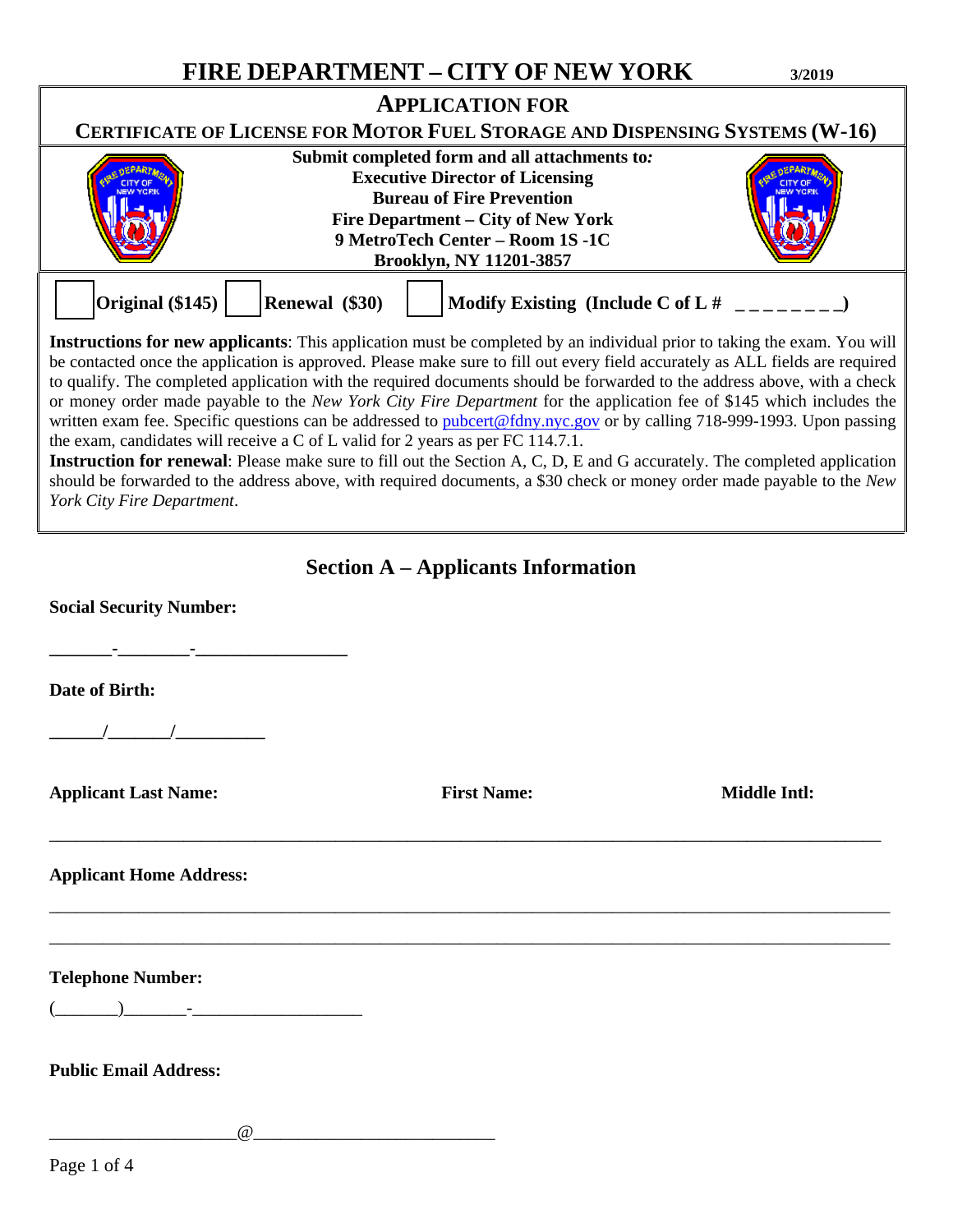# FIRE DEPARTMENT – CITY OF NEW YORK

3/2019

## APPLICATION FOR
## CERTIFICATE OF LICENSE FOR MOTOR FUEL STORAGE AND DISPENSING SYSTEMS (W-16)

**Submit completed form and all attachments to:**
**Executive Director of Licensing**
**Bureau of Fire Prevention**
**Fire Department – City of New York**
**9 MetroTech Center – Room 1S -1C**
**Brooklyn, NY 11201-3857**

☐ **Original ($145)** ☐ **Renewal ($30)** ☐ **Modify Existing (Include C of L # _ _ _ _ _ _ _ _)**

**Instructions for new applicants**: This application must be completed by an individual prior to taking the exam. You will be contacted once the application is approved. Please make sure to fill out every field accurately as ALL fields are required to qualify. The completed application with the required documents should be forwarded to the address above, with a check or money order made payable to the *New York City Fire Department* for the application fee of $145 which includes the written exam fee. Specific questions can be addressed to pubcert@fdny.nyc.gov or by calling 718-999-1993. Upon passing the exam, candidates will receive a C of L valid for 2 years as per FC 114.7.1.

**Instruction for renewal**: Please make sure to fill out the Section A, C, D, E and G accurately. The completed application should be forwarded to the address above, with required documents, a $30 check or money order made payable to the *New York City Fire Department*.

## Section A – Applicants Information

**Social Security Number:**

_______-________-________________

**Date of Birth:**

______/_______/__________

**Applicant Last Name:** **First Name:** **Middle Intl:**

______________________________________________________________________________

**Applicant Home Address:**

______________________________________________________________________________

______________________________________________________________________________

**Telephone Number:**

(_______)_______-__________________

**Public Email Address:**

____________________@________________________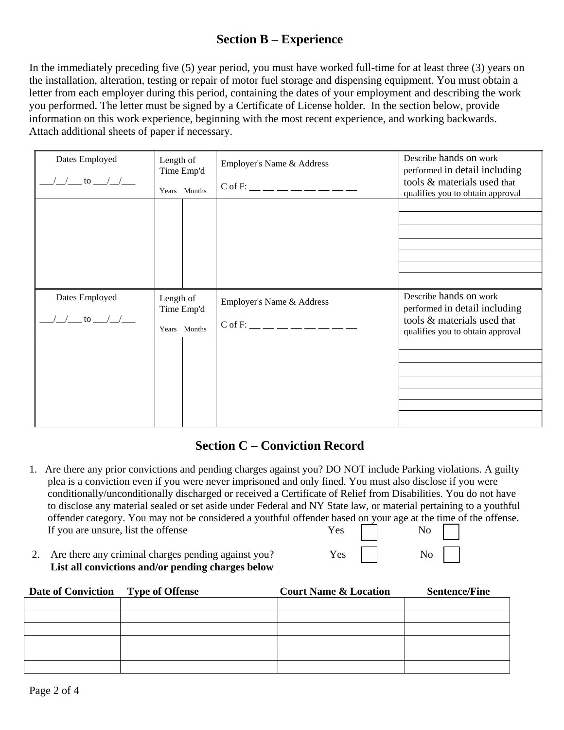## Section B – Experience

In the immediately preceding five (5) year period, you must have worked full-time for at least three (3) years on the installation, alteration, testing or repair of motor fuel storage and dispensing equipment. You must obtain a letter from each employer during this period, containing the dates of your employment and describing the work you performed. The letter must be signed by a Certificate of License holder. In the section below, provide information on this work experience, beginning with the most recent experience, and working backwards. Attach additional sheets of paper if necessary.

| Dates Employed ___/__/___ to ___/__/___ | Length of Time Emp'd Years | Months | Employer's Name & Address C of F: __ __ __ __ __ __ __ __ | Describe hands on work performed in detail including tools & materials used that qualifies you to obtain approval |
|---|---|---|---|---|
| | | | | |
| | | | | |
| | | | | |
| | | | | |
| | | | | |
| | | | | |
| | | | | |

| Dates Employed ___/__/___ to ___/__/___ | Length of Time Emp'd Years | Months | Employer's Name & Address C of F: __ __ __ __ __ __ __ __ | Describe hands on work performed in detail including tools & materials used that qualifies you to obtain approval |
|---|---|---|---|---|
| | | | | |
| | | | | |
| | | | | |
| | | | | |
| | | | | |
| | | | | |
| | | | | |

## Section C – Conviction Record

1. Are there any prior convictions and pending charges against you? DO NOT include Parking violations. A guilty plea is a conviction even if you were never imprisoned and only fined. You must also disclose if you were conditionally/unconditionally discharged or received a Certificate of Relief from Disabilities. You do not have to disclose any material sealed or set aside under Federal and NY State law, or material pertaining to a youthful offender category. You may not be considered a youthful offender based on your age at the time of the offense. If you are unsure, list the offense Yes ☐ No ☐

2. Are there any criminal charges pending against you? Yes ☐ No ☐
   **List all convictions and/or pending charges below**

| Date of Conviction | Type of Offense | Court Name & Location | Sentence/Fine |
|---|---|---|---|
| | | | |
| | | | |
| | | | |
| | | | |
| | | | |
| | | | |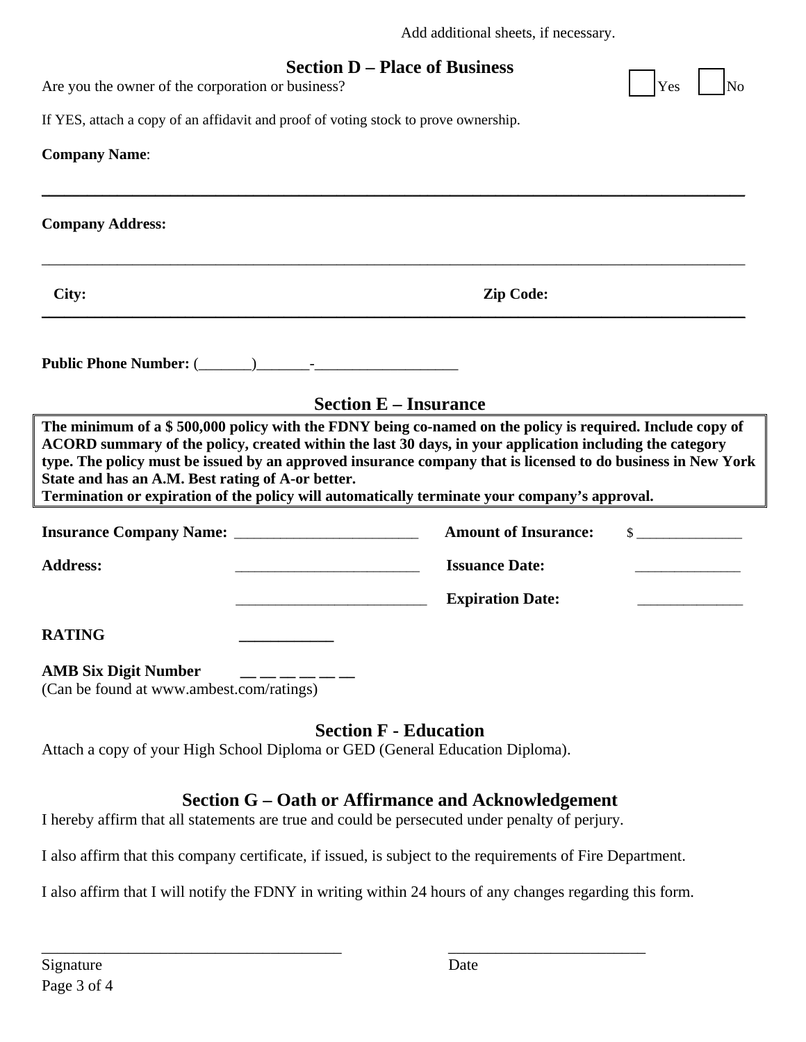Add additional sheets, if necessary.

## Section D – Place of Business

Are you the owner of the corporation or business? ☐ Yes ☐ No

If YES, attach a copy of an affidavit and proof of voting stock to prove ownership.

**Company Name**:

______________________________________________________________________________

**Company Address:**

______________________________________________________________________________

**City:** **Zip Code:**

______________________________________________________________________________

**Public Phone Number:** (_______)_______-___________________

## Section E – Insurance

**The minimum of a $ 500,000 policy with the FDNY being co-named on the policy is required. Include copy of ACORD summary of the policy, created within the last 30 days, in your application including the category type. The policy must be issued by an approved insurance company that is licensed to do business in New York State and has an A.M. Best rating of A-or better.**
**Termination or expiration of the policy will automatically terminate your company's approval.**

**Insurance Company Name:** ________________________ **Amount of Insurance:** $ ______________

**Address:** ________________________ **Issuance Date:** ______________

________________________ **Expiration Date:** ______________

**RATING** ____________

**AMB Six Digit Number** __ __ __ __ __ __
(Can be found at www.ambest.com/ratings)

## Section F - Education

Attach a copy of your High School Diploma or GED (General Education Diploma).

## Section G – Oath or Affirmance and Acknowledgement

I hereby affirm that all statements are true and could be persecuted under penalty of perjury.

I also affirm that this company certificate, if issued, is subject to the requirements of Fire Department.

I also affirm that I will notify the FDNY in writing within 24 hours of any changes regarding this form.

______________________________________ _________________________

Signature Date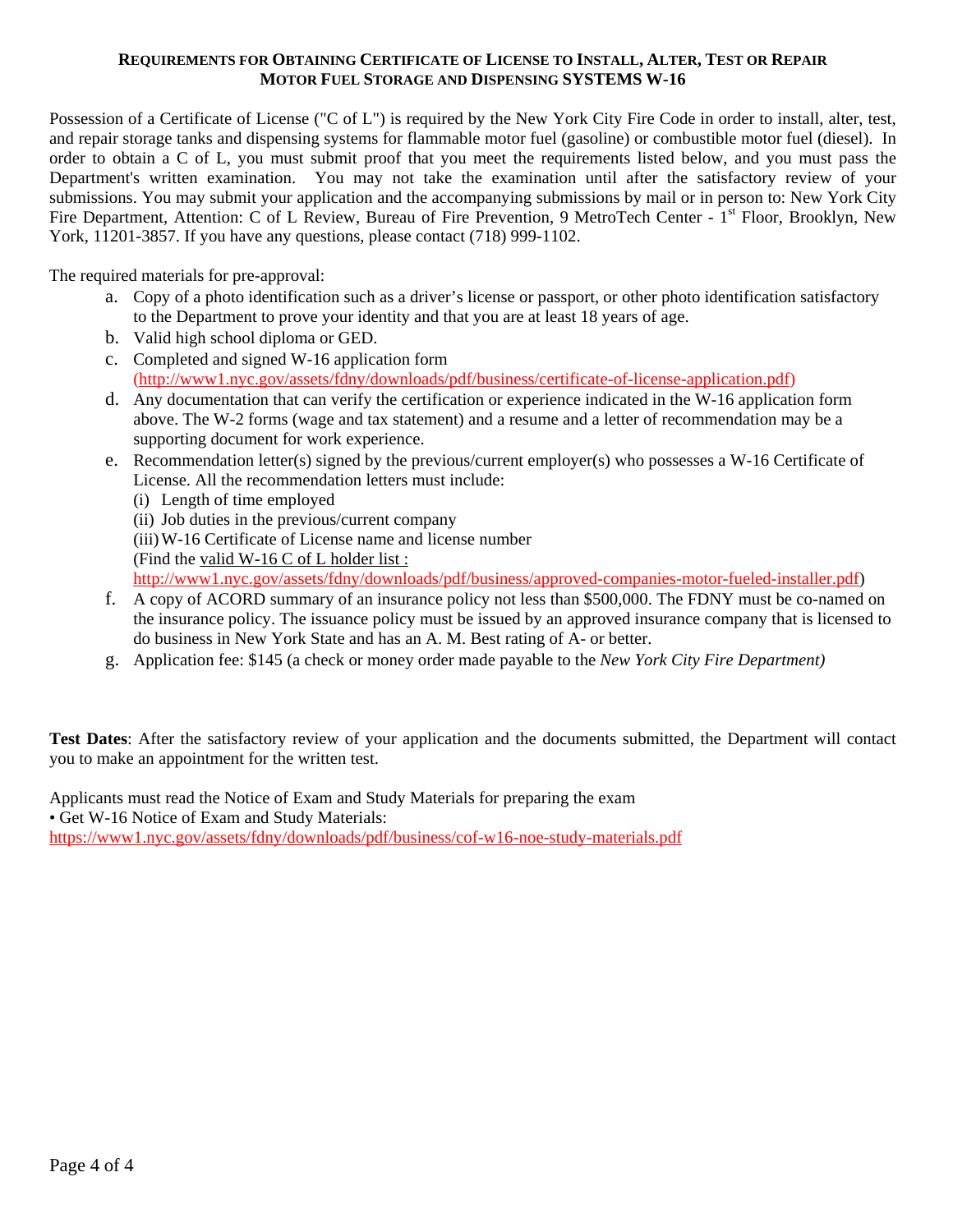## REQUIREMENTS FOR OBTAINING CERTIFICATE OF LICENSE TO INSTALL, ALTER, TEST OR REPAIR MOTOR FUEL STORAGE AND DISPENSING SYSTEMS W-16

Possession of a Certificate of License ("C of L") is required by the New York City Fire Code in order to install, alter, test, and repair storage tanks and dispensing systems for flammable motor fuel (gasoline) or combustible motor fuel (diesel). In order to obtain a C of L, you must submit proof that you meet the requirements listed below, and you must pass the Department's written examination. You may not take the examination until after the satisfactory review of your submissions. You may submit your application and the accompanying submissions by mail or in person to: New York City Fire Department, Attention: C of L Review, Bureau of Fire Prevention, 9 MetroTech Center - 1st Floor, Brooklyn, New York, 11201-3857. If you have any questions, please contact (718) 999-1102.

The required materials for pre-approval:

a. Copy of a photo identification such as a driver's license or passport, or other photo identification satisfactory to the Department to prove your identity and that you are at least 18 years of age.
b. Valid high school diploma or GED.
c. Completed and signed W-16 application form (http://www1.nyc.gov/assets/fdny/downloads/pdf/business/certificate-of-license-application.pdf)
d. Any documentation that can verify the certification or experience indicated in the W-16 application form above. The W-2 forms (wage and tax statement) and a resume and a letter of recommendation may be a supporting document for work experience.
e. Recommendation letter(s) signed by the previous/current employer(s) who possesses a W-16 Certificate of License. All the recommendation letters must include:
   (i) Length of time employed
   (ii) Job duties in the previous/current company
   (iii) W-16 Certificate of License name and license number
   (Find the valid W-16 C of L holder list : http://www1.nyc.gov/assets/fdny/downloads/pdf/business/approved-companies-motor-fueled-installer.pdf)
f. A copy of ACORD summary of an insurance policy not less than $500,000. The FDNY must be co-named on the insurance policy. The issuance policy must be issued by an approved insurance company that is licensed to do business in New York State and has an A. M. Best rating of A- or better.
g. Application fee: $145 (a check or money order made payable to the *New York City Fire Department)*

**Test Dates**: After the satisfactory review of your application and the documents submitted, the Department will contact you to make an appointment for the written test.

Applicants must read the Notice of Exam and Study Materials for preparing the exam
• Get W-16 Notice of Exam and Study Materials:
https://www1.nyc.gov/assets/fdny/downloads/pdf/business/cof-w16-noe-study-materials.pdf